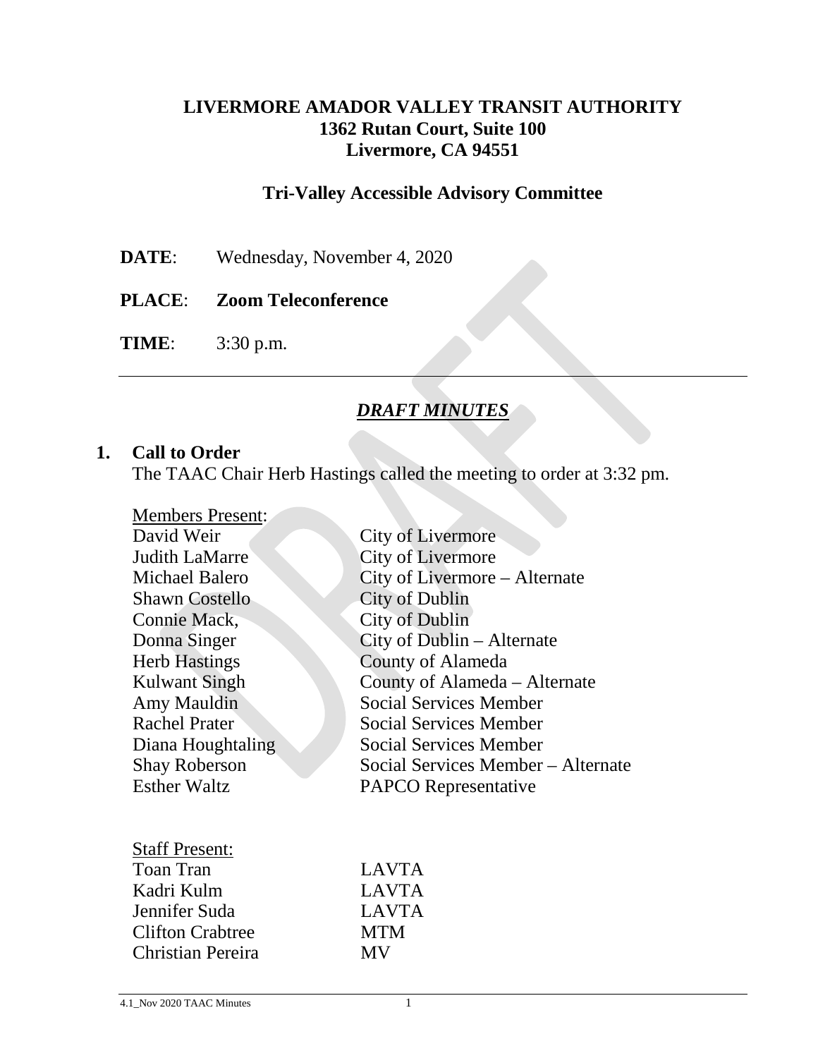# LIVERMORE AMADOR VALLEY TRANSIT AUTHORITY
## 1362 Rutan Court, Suite 100
## Livermore, CA 94551

## Tri-Valley Accessible Advisory Committee

**DATE**: Wednesday, November 4, 2020

**PLACE**: **Zoom Teleconference**

**TIME**: 3:30 p.m.

---

## *DRAFT MINUTES*

**1. Call to Order**

The TAAC Chair Herb Hastings called the meeting to order at 3:32 pm.

Members Present:

| | |
|---|---|
| David Weir | City of Livermore |
| Judith LaMarre | City of Livermore |
| Michael Balero | City of Livermore – Alternate |
| Shawn Costello | City of Dublin |
| Connie Mack, | City of Dublin |
| Donna Singer | City of Dublin – Alternate |
| Herb Hastings | County of Alameda |
| Kulwant Singh | County of Alameda – Alternate |
| Amy Mauldin | Social Services Member |
| Rachel Prater | Social Services Member |
| Diana Houghtaling | Social Services Member |
| Shay Roberson | Social Services Member – Alternate |
| Esther Waltz | PAPCO Representative |

Staff Present:

| | |
|---|---|
| Toan Tran | LAVTA |
| Kadri Kulm | LAVTA |
| Jennifer Suda | LAVTA |
| Clifton Crabtree | MTM |
| Christian Pereira | MV |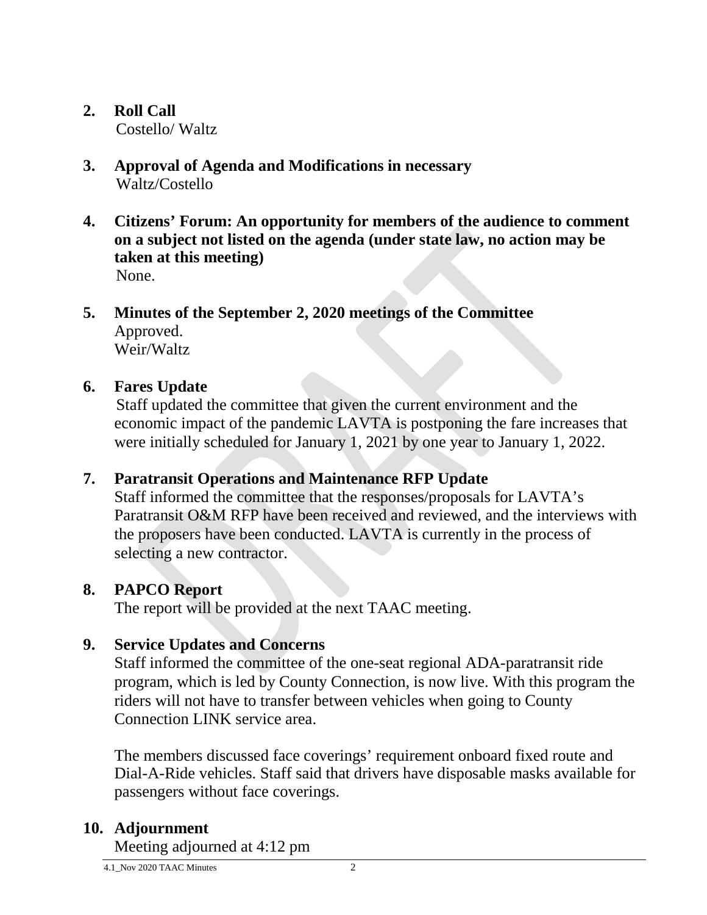2. **Roll Call**
   Costello/ Waltz

3. **Approval of Agenda and Modifications in necessary**
   Waltz/Costello

4. **Citizens' Forum: An opportunity for members of the audience to comment on a subject not listed on the agenda (under state law, no action may be taken at this meeting)**
   None.

5. **Minutes of the September 2, 2020 meetings of the Committee**
   Approved.
   Weir/Waltz

6. **Fares Update**
   Staff updated the committee that given the current environment and the economic impact of the pandemic LAVTA is postponing the fare increases that were initially scheduled for January 1, 2021 by one year to January 1, 2022.

7. **Paratransit Operations and Maintenance RFP Update**
   Staff informed the committee that the responses/proposals for LAVTA's Paratransit O&M RFP have been received and reviewed, and the interviews with the proposers have been conducted. LAVTA is currently in the process of selecting a new contractor.

8. **PAPCO Report**
   The report will be provided at the next TAAC meeting.

9. **Service Updates and Concerns**
   Staff informed the committee of the one-seat regional ADA-paratransit ride program, which is led by County Connection, is now live. With this program the riders will not have to transfer between vehicles when going to County Connection LINK service area.

   The members discussed face coverings' requirement onboard fixed route and Dial-A-Ride vehicles. Staff said that drivers have disposable masks available for passengers without face coverings.

10. **Adjournment**
    Meeting adjourned at 4:12 pm